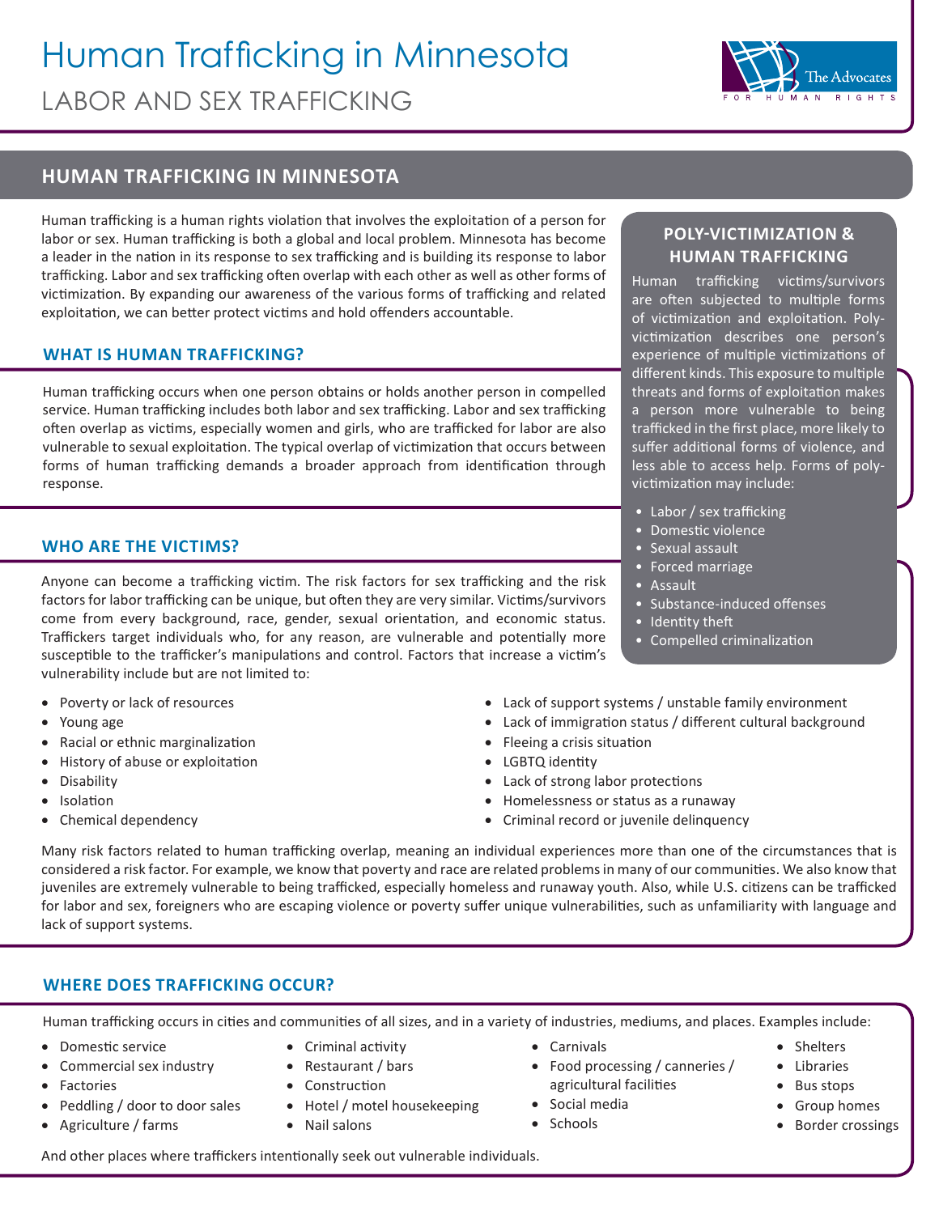# Human Trafficking in Minnesota

LABOR AND SEX TRAFFICKING

The Advocates FOR HUMAN RIGHTS

## HUMAN TRAFFICKING IN MINNESOTA

Human trafficking is a human rights violation that involves the exploitation of a person for labor or sex. Human trafficking is both a global and local problem. Minnesota has become a leader in the nation in its response to sex trafficking and is building its response to labor trafficking. Labor and sex trafficking often overlap with each other as well as other forms of victimization. By expanding our awareness of the various forms of trafficking and related exploitation, we can better protect victims and hold offenders accountable.

### WHAT IS HUMAN TRAFFICKING?

Human trafficking occurs when one person obtains or holds another person in compelled service. Human trafficking includes both labor and sex trafficking. Labor and sex trafficking often overlap as victims, especially women and girls, who are trafficked for labor are also vulnerable to sexual exploitation. The typical overlap of victimization that occurs between forms of human trafficking demands a broader approach from identification through response.

### POLY-VICTIMIZATION & HUMAN TRAFFICKING

Human trafficking victims/survivors are often subjected to multiple forms of victimization and exploitation. Poly-victimization describes one person's experience of multiple victimizations of different kinds. This exposure to multiple threats and forms of exploitation makes a person more vulnerable to being trafficked in the first place, more likely to suffer additional forms of violence, and less able to access help. Forms of poly-victimization may include:

- Labor / sex trafficking
- Domestic violence
- Sexual assault
- Forced marriage
- Assault
- Substance-induced offenses
- Identity theft
- Compelled criminalization

### WHO ARE THE VICTIMS?

Anyone can become a trafficking victim. The risk factors for sex trafficking and the risk factors for labor trafficking can be unique, but often they are very similar. Victims/survivors come from every background, race, gender, sexual orientation, and economic status. Traffickers target individuals who, for any reason, are vulnerable and potentially more susceptible to the trafficker's manipulations and control. Factors that increase a victim's vulnerability include but are not limited to:

- Poverty or lack of resources
- Young age
- Racial or ethnic marginalization
- History of abuse or exploitation
- Disability
- Isolation
- Chemical dependency
- Lack of support systems / unstable family environment
- Lack of immigration status / different cultural background
- Fleeing a crisis situation
- LGBTQ identity
- Lack of strong labor protections
- Homelessness or status as a runaway
- Criminal record or juvenile delinquency

Many risk factors related to human trafficking overlap, meaning an individual experiences more than one of the circumstances that is considered a risk factor. For example, we know that poverty and race are related problems in many of our communities. We also know that juveniles are extremely vulnerable to being trafficked, especially homeless and runaway youth. Also, while U.S. citizens can be trafficked for labor and sex, foreigners who are escaping violence or poverty suffer unique vulnerabilities, such as unfamiliarity with language and lack of support systems.

### WHERE DOES TRAFFICKING OCCUR?

Human trafficking occurs in cities and communities of all sizes, and in a variety of industries, mediums, and places. Examples include:

- Domestic service
- Commercial sex industry
- Factories
- Peddling / door to door sales
- Agriculture / farms
- Criminal activity
- Restaurant / bars
- Construction
- Hotel / motel housekeeping
- Nail salons
- Carnivals
- Food processing / canneries / agricultural facilities
- Social media
- Schools
- Shelters
- Libraries
- Bus stops
- Group homes
- Border crossings

And other places where traffickers intentionally seek out vulnerable individuals.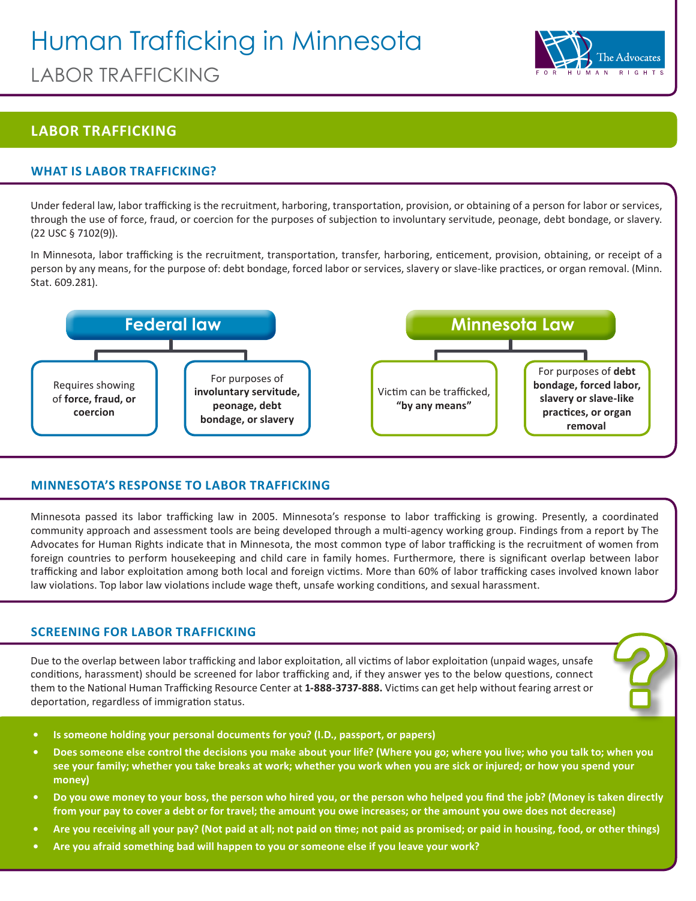# Human Trafficking in Minnesota

LABOR TRAFFICKING

## LABOR TRAFFICKING

### WHAT IS LABOR TRAFFICKING?

Under federal law, labor trafficking is the recruitment, harboring, transportation, provision, or obtaining of a person for labor or services, through the use of force, fraud, or coercion for the purposes of subjection to involuntary servitude, peonage, debt bondage, or slavery. (22 USC § 7102(9)).

In Minnesota, labor trafficking is the recruitment, transportation, transfer, harboring, enticement, provision, obtaining, or receipt of a person by any means, for the purpose of: debt bondage, forced labor or services, slavery or slave-like practices, or organ removal. (Minn. Stat. 609.281).

**Federal law**

- Requires showing of **force, fraud, or coercion**
- For purposes of **involuntary servitude, peonage, debt bondage, or slavery**

**Minnesota Law**

- Victim can be trafficked, **"by any means"**
- For purposes of **debt bondage, forced labor, slavery or slave-like practices, or organ removal**

### MINNESOTA'S RESPONSE TO LABOR TRAFFICKING

Minnesota passed its labor trafficking law in 2005. Minnesota's response to labor trafficking is growing. Presently, a coordinated community approach and assessment tools are being developed through a multi-agency working group. Findings from a report by The Advocates for Human Rights indicate that in Minnesota, the most common type of labor trafficking is the recruitment of women from foreign countries to perform housekeeping and child care in family homes. Furthermore, there is significant overlap between labor trafficking and labor exploitation among both local and foreign victims. More than 60% of labor trafficking cases involved known labor law violations. Top labor law violations include wage theft, unsafe working conditions, and sexual harassment.

### SCREENING FOR LABOR TRAFFICKING

Due to the overlap between labor trafficking and labor exploitation, all victims of labor exploitation (unpaid wages, unsafe conditions, harassment) should be screened for labor trafficking and, if they answer yes to the below questions, connect them to the National Human Trafficking Resource Center at **1-888-3737-888.** Victims can get help without fearing arrest or deportation, regardless of immigration status.

- **Is someone holding your personal documents for you? (I.D., passport, or papers)**
- **Does someone else control the decisions you make about your life? (Where you go; where you live; who you talk to; when you see your family; whether you take breaks at work; whether you work when you are sick or injured; or how you spend your money)**
- **Do you owe money to your boss, the person who hired you, or the person who helped you find the job? (Money is taken directly from your pay to cover a debt or for travel; the amount you owe increases; or the amount you owe does not decrease)**
- **Are you receiving all your pay? (Not paid at all; not paid on time; not paid as promised; or paid in housing, food, or other things)**
- **Are you afraid something bad will happen to you or someone else if you leave your work?**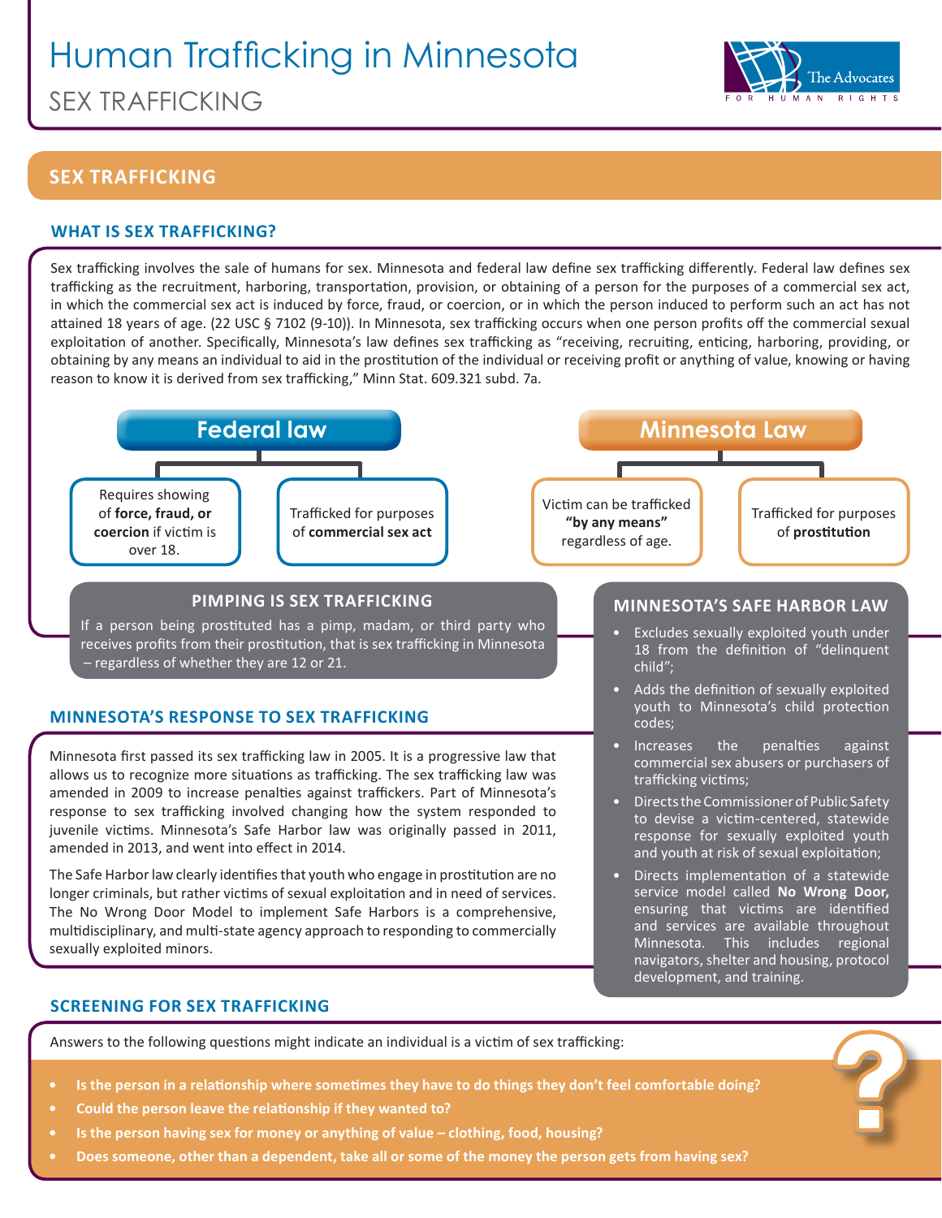# Human Trafficking in Minnesota

## SEX TRAFFICKING

## SEX TRAFFICKING

### WHAT IS SEX TRAFFICKING?

Sex trafficking involves the sale of humans for sex. Minnesota and federal law define sex trafficking differently. Federal law defines sex trafficking as the recruitment, harboring, transportation, provision, or obtaining of a person for the purposes of a commercial sex act, in which the commercial sex act is induced by force, fraud, or coercion, or in which the person induced to perform such an act has not attained 18 years of age. (22 USC § 7102 (9-10)). In Minnesota, sex trafficking occurs when one person profits off the commercial sexual exploitation of another. Specifically, Minnesota's law defines sex trafficking as "receiving, recruiting, enticing, harboring, providing, or obtaining by any means an individual to aid in the prostitution of the individual or receiving profit or anything of value, knowing or having reason to know it is derived from sex trafficking," Minn Stat. 609.321 subd. 7a.

**Federal law**

- Requires showing of **force, fraud, or coercion** if victim is over 18.
- Trafficked for purposes of **commercial sex act**

**Minnesota Law**

- Victim can be trafficked **"by any means"** regardless of age.
- Trafficked for purposes of **prostitution**

### PIMPING IS SEX TRAFFICKING

If a person being prostituted has a pimp, madam, or third party who receives profits from their prostitution, that is sex trafficking in Minnesota – regardless of whether they are 12 or 21.

### MINNESOTA'S RESPONSE TO SEX TRAFFICKING

Minnesota first passed its sex trafficking law in 2005. It is a progressive law that allows us to recognize more situations as trafficking. The sex trafficking law was amended in 2009 to increase penalties against traffickers. Part of Minnesota's response to sex trafficking involved changing how the system responded to juvenile victims. Minnesota's Safe Harbor law was originally passed in 2011, amended in 2013, and went into effect in 2014.

The Safe Harbor law clearly identifies that youth who engage in prostitution are no longer criminals, but rather victims of sexual exploitation and in need of services. The No Wrong Door Model to implement Safe Harbors is a comprehensive, multidisciplinary, and multi-state agency approach to responding to commercially sexually exploited minors.

### MINNESOTA'S SAFE HARBOR LAW

- Excludes sexually exploited youth under 18 from the definition of "delinquent child";
- Adds the definition of sexually exploited youth to Minnesota's child protection codes;
- Increases the penalties against commercial sex abusers or purchasers of trafficking victims;
- Directs the Commissioner of Public Safety to devise a victim-centered, statewide response for sexually exploited youth and youth at risk of sexual exploitation;
- Directs implementation of a statewide service model called **No Wrong Door,** ensuring that victims are identified and services are available throughout Minnesota. This includes regional navigators, shelter and housing, protocol development, and training.

### SCREENING FOR SEX TRAFFICKING

Answers to the following questions might indicate an individual is a victim of sex trafficking:

- **Is the person in a relationship where sometimes they have to do things they don't feel comfortable doing?**
- **Could the person leave the relationship if they wanted to?**
- **Is the person having sex for money or anything of value – clothing, food, housing?**
- **Does someone, other than a dependent, take all or some of the money the person gets from having sex?**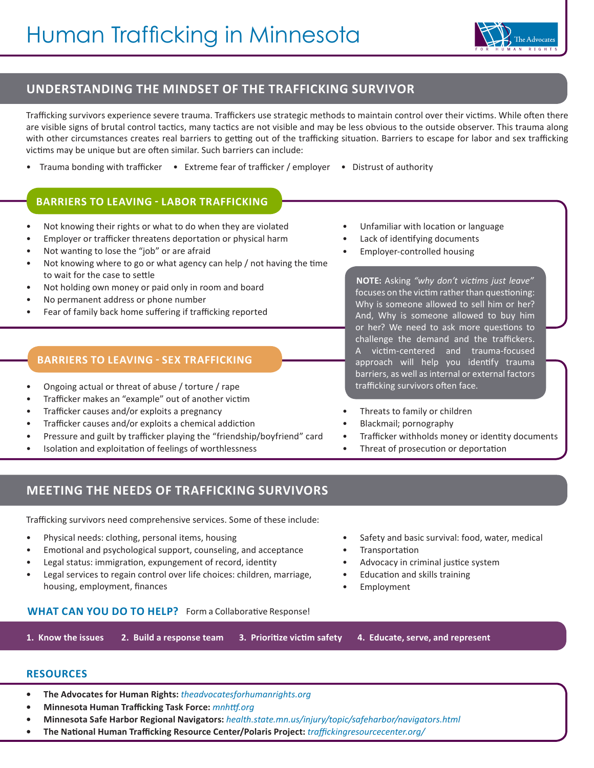# Human Trafficking in Minnesota

## UNDERSTANDING THE MINDSET OF THE TRAFFICKING SURVIVOR

Trafficking survivors experience severe trauma. Traffickers use strategic methods to maintain control over their victims. While often there are visible signs of brutal control tactics, many tactics are not visible and may be less obvious to the outside observer. This trauma along with other circumstances creates real barriers to getting out of the trafficking situation. Barriers to escape for labor and sex trafficking victims may be unique but are often similar. Such barriers can include:

- Trauma bonding with trafficker
- Extreme fear of trafficker / employer
- Distrust of authority

### BARRIERS TO LEAVING - LABOR TRAFFICKING

- Not knowing their rights or what to do when they are violated
- Employer or trafficker threatens deportation or physical harm
- Not wanting to lose the "job" or are afraid
- Not knowing where to go or what agency can help / not having the time to wait for the case to settle
- Not holding own money or paid only in room and board
- No permanent address or phone number
- Fear of family back home suffering if trafficking reported
- Unfamiliar with location or language
- Lack of identifying documents
- Employer-controlled housing

**NOTE:** Asking *"why don't victims just leave"* focuses on the victim rather than questioning: Why is someone allowed to sell him or her? And, Why is someone allowed to buy him or her? We need to ask more questions to challenge the demand and the traffickers. A victim-centered and trauma-focused approach will help you identify trauma barriers, as well as internal or external factors trafficking survivors often face.

### BARRIERS TO LEAVING - SEX TRAFFICKING

- Ongoing actual or threat of abuse / torture / rape
- Trafficker makes an "example" out of another victim
- Trafficker causes and/or exploits a pregnancy
- Trafficker causes and/or exploits a chemical addiction
- Pressure and guilt by trafficker playing the "friendship/boyfriend" card
- Isolation and exploitation of feelings of worthlessness
- Threats to family or children
- Blackmail; pornography
- Trafficker withholds money or identity documents
- Threat of prosecution or deportation

## MEETING THE NEEDS OF TRAFFICKING SURVIVORS

Trafficking survivors need comprehensive services. Some of these include:

- Physical needs: clothing, personal items, housing
- Emotional and psychological support, counseling, and acceptance
- Legal status: immigration, expungement of record, identity
- Legal services to regain control over life choices: children, marriage, housing, employment, finances
- Safety and basic survival: food, water, medical
- Transportation
- Advocacy in criminal justice system
- Education and skills training
- Employment

### WHAT CAN YOU DO TO HELP?

Form a Collaborative Response!

1. **Know the issues**
2. **Build a response team**
3. **Prioritize victim safety**
4. **Educate, serve, and represent**

### RESOURCES

- **The Advocates for Human Rights:** *theadvocatesforhumanrights.org*
- **Minnesota Human Trafficking Task Force:** *mnhttf.org*
- **Minnesota Safe Harbor Regional Navigators:** *health.state.mn.us/injury/topic/safeharbor/navigators.html*
- **The National Human Trafficking Resource Center/Polaris Project:** *traffickingresourcecenter.org/*